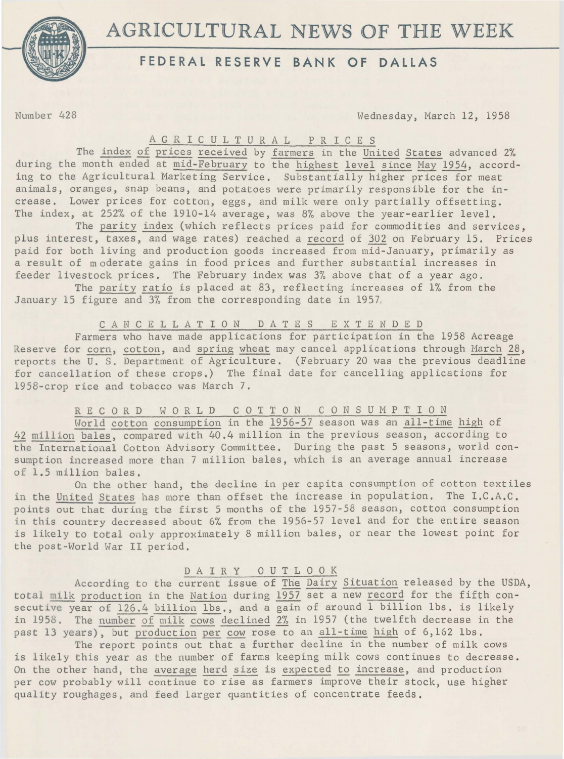# AGRICULTURAL NEWS OF THE WEEK

## FEDERAL RESERVE BANK OF DALLAS

Number 428 — Wednesday, March 12, 1958

### AGRICULTURAL PRICES

The index of prices received by farmers in the United States advanced 2% during the month ended at mid-February to the highest level since May 1954, according to the Agricultural Marketing Service. Substantially higher prices for meat animals, oranges, snap beans, and potatoes were primarily responsible for the increase. Lower prices for cotton, eggs, and milk were only partially offsetting. The index, at 252% of the 1910-14 average, was 8% above the year-earlier level.

The parity index (which reflects prices paid for commodities and services, plus interest, taxes, and wage rates) reached a record of 302 on February 15. Prices paid for both living and production goods increased from mid-January, primarily as a result of moderate gains in food prices and further substantial increases in feeder livestock prices. The February index was 3% above that of a year ago.

The parity ratio is placed at 83, reflecting increases of 1% from the January 15 figure and 3% from the corresponding date in 1957.

### CANCELLATION DATES EXTENDED

Farmers who have made applications for participation in the 1958 Acreage Reserve for corn, cotton, and spring wheat may cancel applications through March 28, reports the U. S. Department of Agriculture. (February 20 was the previous deadline for cancellation of these crops.) The final date for cancelling applications for 1958-crop rice and tobacco was March 7.

### RECORD WORLD COTTON CONSUMPTION

World cotton consumption in the 1956-57 season was an all-time high of 42 million bales, compared with 40.4 million in the previous season, according to the International Cotton Advisory Committee. During the past 5 seasons, world consumption increased more than 7 million bales, which is an average annual increase of 1.5 million bales.

On the other hand, the decline in per capita consumption of cotton textiles in the United States has more than offset the increase in population. The I.C.A.C. points out that during the first 5 months of the 1957-58 season, cotton consumption in this country decreased about 6% from the 1956-57 level and for the entire season is likely to total only approximately 8 million bales, or near the lowest point for the post-World War II period.

### DAIRY OUTLOOK

According to the current issue of The Dairy Situation released by the USDA, total milk production in the Nation during 1957 set a new record for the fifth consecutive year of 126.4 billion lbs., and a gain of around 1 billion lbs. is likely in 1958. The number of milk cows declined 2% in 1957 (the twelfth decrease in the past 13 years), but production per cow rose to an all-time high of 6,162 lbs.

The report points out that a further decline in the number of milk cows is likely this year as the number of farms keeping milk cows continues to decrease. On the other hand, the average herd size is expected to increase, and production per cow probably will continue to rise as farmers improve their stock, use higher quality roughages, and feed larger quantities of concentrate feeds.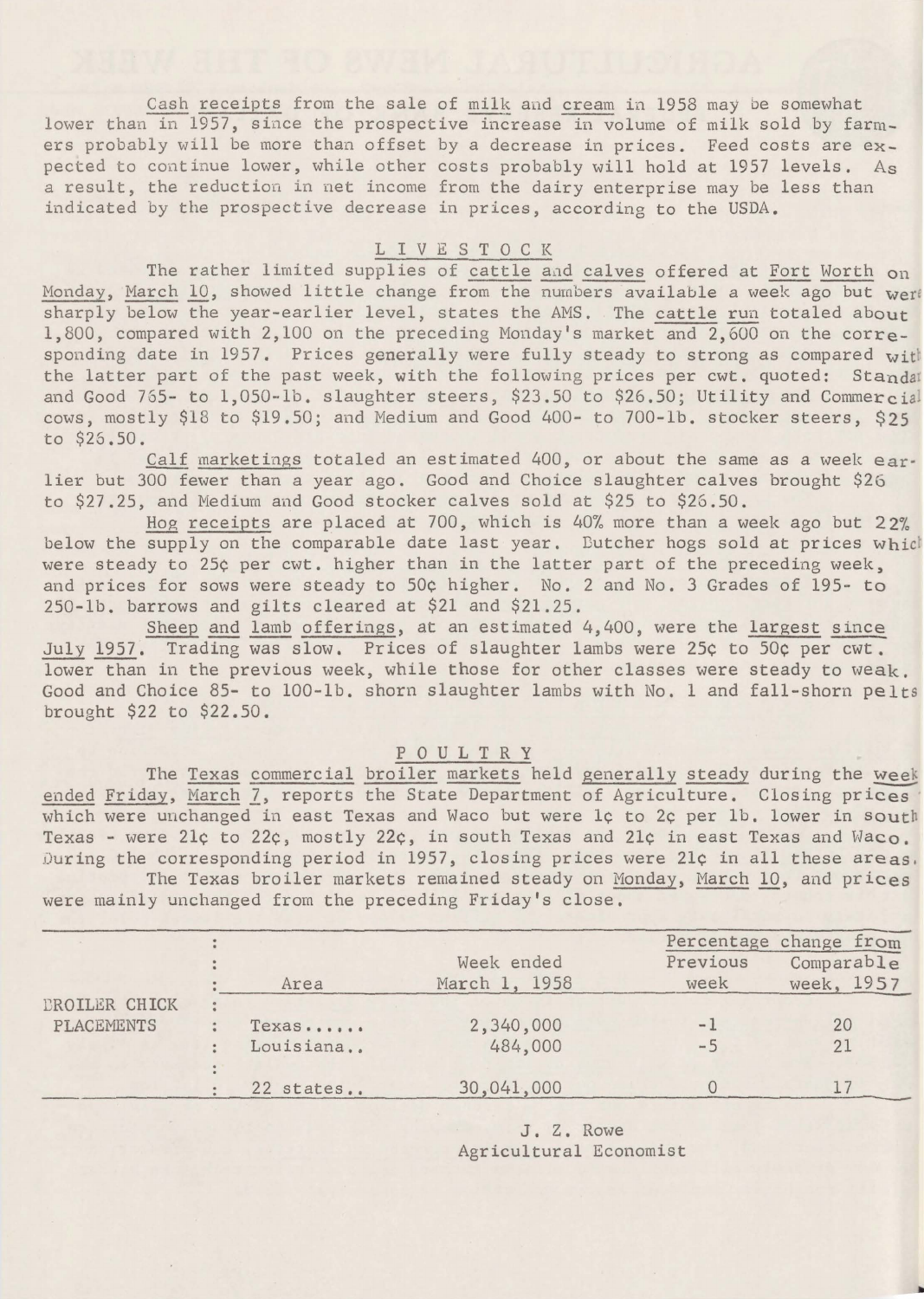Cash receipts from the sale of milk and cream in 1958 may be somewhat lower than in 1957, since the prospective increase in volume of milk sold by farmers probably will be more than offset by a decrease in prices. Feed costs are expected to continue lower, while other costs probably will hold at 1957 levels. As a result, the reduction in net income from the dairy enterprise may be less than indicated by the prospective decrease in prices, according to the USDA.

## LIVESTOCK

The rather limited supplies of cattle and calves offered at Fort Worth on Monday, March 10, showed little change from the numbers available a week ago but were sharply below the year-earlier level, states the AMS. The cattle run totaled about 1,800, compared with 2,100 on the preceding Monday's market and 2,600 on the corresponding date in 1957. Prices generally were fully steady to strong as compared with the latter part of the past week, with the following prices per cwt. quoted: Standard and Good 765- to 1,050-lb. slaughter steers, $23.50 to $26.50; Utility and Commercial cows, mostly $18 to $19.50; and Medium and Good 400- to 700-lb. stocker steers, $25 to $26.50.

Calf marketings totaled an estimated 400, or about the same as a week earlier but 300 fewer than a year ago. Good and Choice slaughter calves brought $26 to $27.25, and Medium and Good stocker calves sold at $25 to $26.50.

Hog receipts are placed at 700, which is 40% more than a week ago but 22% below the supply on the comparable date last year. Butcher hogs sold at prices which were steady to 25¢ per cwt. higher than in the latter part of the preceding week, and prices for sows were steady to 50¢ higher. No. 2 and No. 3 Grades of 195- to 250-lb. barrows and gilts cleared at $21 and $21.25.

Sheep and lamb offerings, at an estimated 4,400, were the largest since July 1957. Trading was slow. Prices of slaughter lambs were 25¢ to 50¢ per cwt. lower than in the previous week, while those for other classes were steady to weak. Good and Choice 85- to 100-lb. shorn slaughter lambs with No. 1 and fall-shorn pelts brought $22 to $22.50.

## POULTRY

The Texas commercial broiler markets held generally steady during the week ended Friday, March 7, reports the State Department of Agriculture. Closing prices which were unchanged in east Texas and Waco but were 1¢ to 2¢ per lb. lower in south Texas - were 21¢ to 22¢, mostly 22¢, in south Texas and 21¢ in east Texas and Waco. During the corresponding period in 1957, closing prices were 21¢ in all these areas.

The Texas broiler markets remained steady on Monday, March 10, and prices were mainly unchanged from the preceding Friday's close.

| | Area | Week ended March 1, 1958 | Percentage change from Previous week | Percentage change from Comparable week, 1957 |
|---|---|---|---|---|
| BROILER CHICK PLACEMENTS | Texas...... | 2,340,000 | -1 | 20 |
| | Louisiana.. | 484,000 | -5 | 21 |
| | 22 states.. | 30,041,000 | 0 | 17 |

J. Z. Rowe
Agricultural Economist